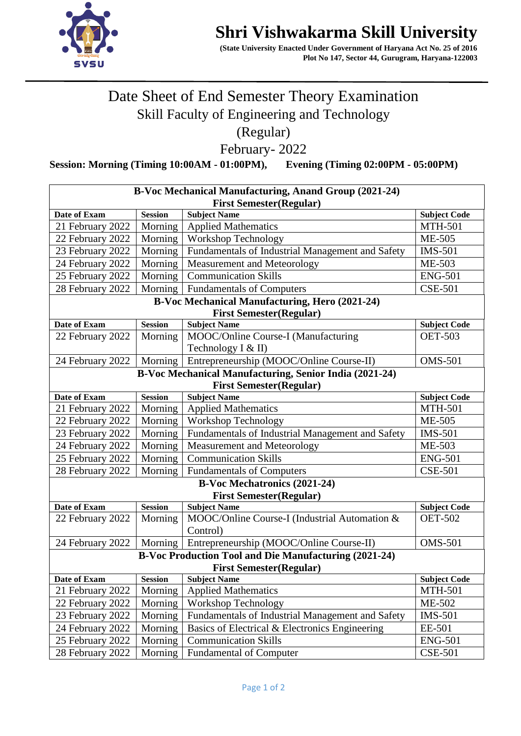# Shri Vishwakarma Skill University

**(State University Enacted Under Government of Haryana Act No. 25 of 2016**
**Plot No 147, Sector 44, Gurugram, Haryana-122003**

## Date Sheet of End Semester Theory Examination

### Skill Faculty of Engineering and Technology

### (Regular)

### February- 2022

**Session: Morning (Timing 10:00AM - 01:00PM), Evening (Timing 02:00PM - 05:00PM)**

**B-Voc Mechanical Manufacturing, Anand Group (2021-24)**
**First Semester(Regular)**

| Date of Exam | Session | Subject Name | Subject Code |
|---|---|---|---|
| 21 February 2022 | Morning | Applied Mathematics | MTH-501 |
| 22 February 2022 | Morning | Workshop Technology | ME-505 |
| 23 February 2022 | Morning | Fundamentals of Industrial Management and Safety | IMS-501 |
| 24 February 2022 | Morning | Measurement and Meteorology | ME-503 |
| 25 February 2022 | Morning | Communication Skills | ENG-501 |
| 28 February 2022 | Morning | Fundamentals of Computers | CSE-501 |

**B-Voc Mechanical Manufacturing, Hero (2021-24)**
**First Semester(Regular)**

| Date of Exam | Session | Subject Name | Subject Code |
|---|---|---|---|
| 22 February 2022 | Morning | MOOC/Online Course-I (Manufacturing Technology I & II) | OET-503 |
| 24 February 2022 | Morning | Entrepreneurship (MOOC/Online Course-II) | OMS-501 |

**B-Voc Mechanical Manufacturing, Senior India (2021-24)**
**First Semester(Regular)**

| Date of Exam | Session | Subject Name | Subject Code |
|---|---|---|---|
| 21 February 2022 | Morning | Applied Mathematics | MTH-501 |
| 22 February 2022 | Morning | Workshop Technology | ME-505 |
| 23 February 2022 | Morning | Fundamentals of Industrial Management and Safety | IMS-501 |
| 24 February 2022 | Morning | Measurement and Meteorology | ME-503 |
| 25 February 2022 | Morning | Communication Skills | ENG-501 |
| 28 February 2022 | Morning | Fundamentals of Computers | CSE-501 |

**B-Voc Mechatronics (2021-24)**
**First Semester(Regular)**

| Date of Exam | Session | Subject Name | Subject Code |
|---|---|---|---|
| 22 February 2022 | Morning | MOOC/Online Course-I (Industrial Automation & Control) | OET-502 |
| 24 February 2022 | Morning | Entrepreneurship (MOOC/Online Course-II) | OMS-501 |

**B-Voc Production Tool and Die Manufacturing (2021-24)**
**First Semester(Regular)**

| Date of Exam | Session | Subject Name | Subject Code |
|---|---|---|---|
| 21 February 2022 | Morning | Applied Mathematics | MTH-501 |
| 22 February 2022 | Morning | Workshop Technology | ME-502 |
| 23 February 2022 | Morning | Fundamentals of Industrial Management and Safety | IMS-501 |
| 24 February 2022 | Morning | Basics of Electrical & Electronics Engineering | EE-501 |
| 25 February 2022 | Morning | Communication Skills | ENG-501 |
| 28 February 2022 | Morning | Fundamental of Computer | CSE-501 |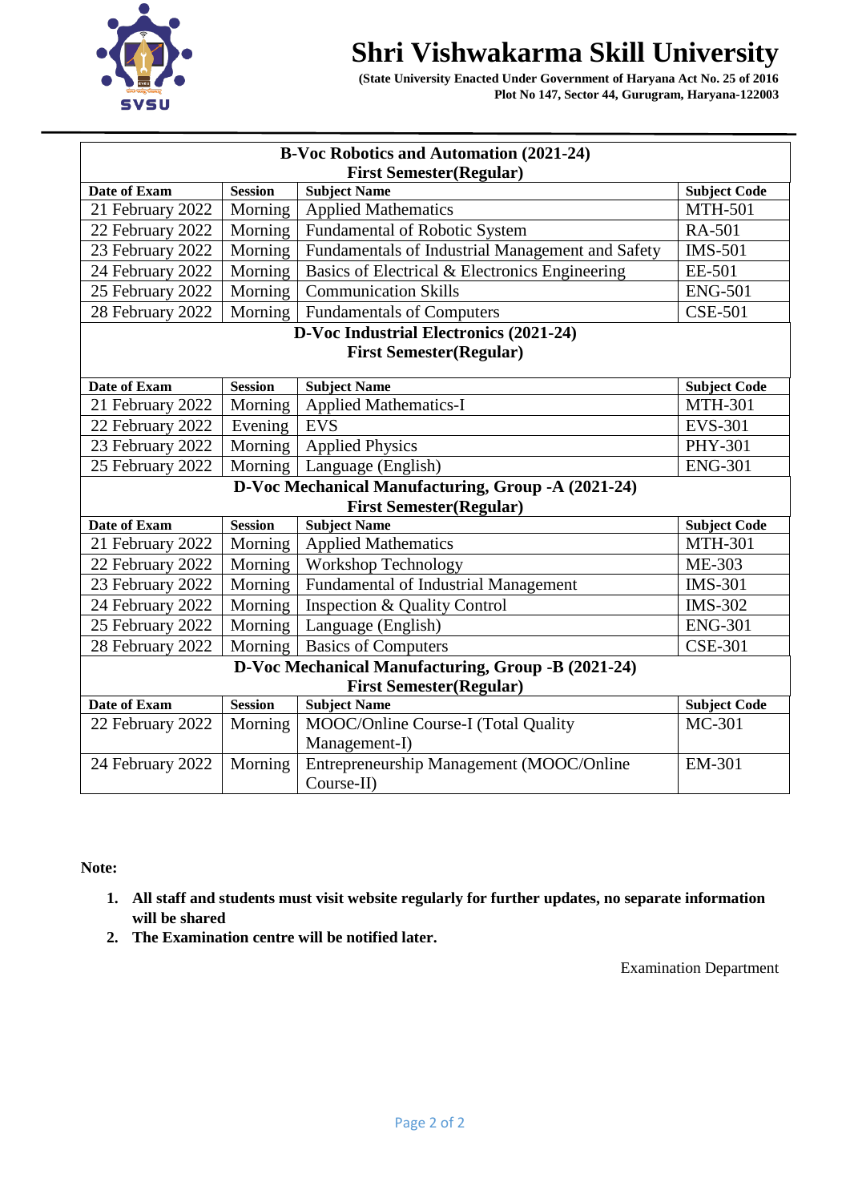# Shri Vishwakarma Skill University

**(State University Enacted Under Government of Haryana Act No. 25 of 2016**
**Plot No 147, Sector 44, Gurugram, Haryana-122003**

| B-Voc Robotics and Automation (2021-24) First Semester(Regular) | | | |
|---|---|---|---|
| **Date of Exam** | **Session** | **Subject Name** | **Subject Code** |
| 21 February 2022 | Morning | Applied Mathematics | MTH-501 |
| 22 February 2022 | Morning | Fundamental of Robotic System | RA-501 |
| 23 February 2022 | Morning | Fundamentals of Industrial Management and Safety | IMS-501 |
| 24 February 2022 | Morning | Basics of Electrical & Electronics Engineering | EE-501 |
| 25 February 2022 | Morning | Communication Skills | ENG-501 |
| 28 February 2022 | Morning | Fundamentals of Computers | CSE-501 |

| D-Voc Industrial Electronics (2021-24) First Semester(Regular) | | | |
|---|---|---|---|
| **Date of Exam** | **Session** | **Subject Name** | **Subject Code** |
| 21 February 2022 | Morning | Applied Mathematics-I | MTH-301 |
| 22 February 2022 | Evening | EVS | EVS-301 |
| 23 February 2022 | Morning | Applied Physics | PHY-301 |
| 25 February 2022 | Morning | Language (English) | ENG-301 |

| D-Voc Mechanical Manufacturing, Group -A (2021-24) First Semester(Regular) | | | |
|---|---|---|---|
| **Date of Exam** | **Session** | **Subject Name** | **Subject Code** |
| 21 February 2022 | Morning | Applied Mathematics | MTH-301 |
| 22 February 2022 | Morning | Workshop Technology | ME-303 |
| 23 February 2022 | Morning | Fundamental of Industrial Management | IMS-301 |
| 24 February 2022 | Morning | Inspection & Quality Control | IMS-302 |
| 25 February 2022 | Morning | Language (English) | ENG-301 |
| 28 February 2022 | Morning | Basics of Computers | CSE-301 |

| D-Voc Mechanical Manufacturing, Group -B (2021-24) First Semester(Regular) | | | |
|---|---|---|---|
| **Date of Exam** | **Session** | **Subject Name** | **Subject Code** |
| 22 February 2022 | Morning | MOOC/Online Course-I (Total Quality Management-I) | MC-301 |
| 24 February 2022 | Morning | Entrepreneurship Management (MOOC/Online Course-II) | EM-301 |

**Note:**

1. **All staff and students must visit website regularly for further updates, no separate information will be shared**
2. **The Examination centre will be notified later.**

Examination Department